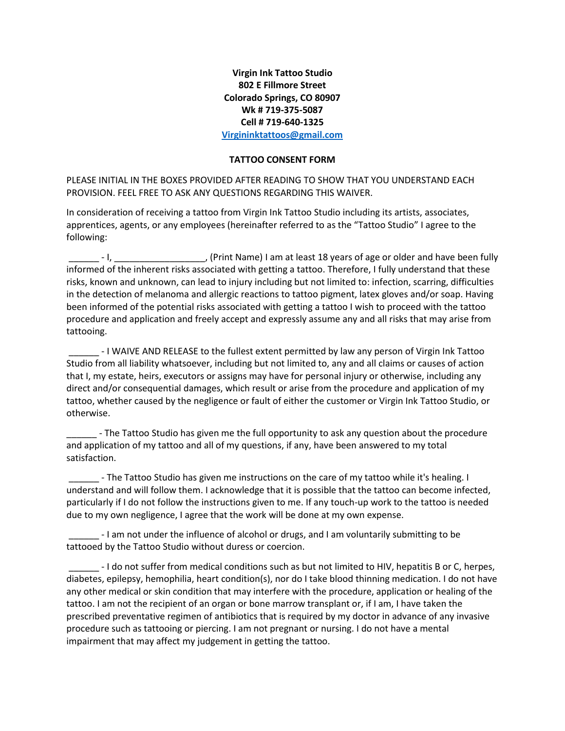**Virgin Ink Tattoo Studio**
**802 E Fillmore Street**
**Colorado Springs, CO 80907**
**Wk # 719-375-5087**
**Cell # 719-640-1325**
**Virgininktattoos@gmail.com**

**TATTOO CONSENT FORM**

PLEASE INITIAL IN THE BOXES PROVIDED AFTER READING TO SHOW THAT YOU UNDERSTAND EACH PROVISION. FEEL FREE TO ASK ANY QUESTIONS REGARDING THIS WAIVER.

In consideration of receiving a tattoo from Virgin Ink Tattoo Studio including its artists, associates, apprentices, agents, or any employees (hereinafter referred to as the "Tattoo Studio" I agree to the following:

______ - I, __________________, (Print Name) I am at least 18 years of age or older and have been fully informed of the inherent risks associated with getting a tattoo. Therefore, I fully understand that these risks, known and unknown, can lead to injury including but not limited to: infection, scarring, difficulties in the detection of melanoma and allergic reactions to tattoo pigment, latex gloves and/or soap. Having been informed of the potential risks associated with getting a tattoo I wish to proceed with the tattoo procedure and application and freely accept and expressly assume any and all risks that may arise from tattooing.

______ - I WAIVE AND RELEASE to the fullest extent permitted by law any person of Virgin Ink Tattoo Studio from all liability whatsoever, including but not limited to, any and all claims or causes of action that I, my estate, heirs, executors or assigns may have for personal injury or otherwise, including any direct and/or consequential damages, which result or arise from the procedure and application of my tattoo, whether caused by the negligence or fault of either the customer or Virgin Ink Tattoo Studio, or otherwise.

______ - The Tattoo Studio has given me the full opportunity to ask any question about the procedure and application of my tattoo and all of my questions, if any, have been answered to my total satisfaction.

______ - The Tattoo Studio has given me instructions on the care of my tattoo while it's healing. I understand and will follow them. I acknowledge that it is possible that the tattoo can become infected, particularly if I do not follow the instructions given to me. If any touch-up work to the tattoo is needed due to my own negligence, I agree that the work will be done at my own expense.

______ - I am not under the influence of alcohol or drugs, and I am voluntarily submitting to be tattooed by the Tattoo Studio without duress or coercion.

______ - I do not suffer from medical conditions such as but not limited to HIV, hepatitis B or C, herpes, diabetes, epilepsy, hemophilia, heart condition(s), nor do I take blood thinning medication. I do not have any other medical or skin condition that may interfere with the procedure, application or healing of the tattoo. I am not the recipient of an organ or bone marrow transplant or, if I am, I have taken the prescribed preventative regimen of antibiotics that is required by my doctor in advance of any invasive procedure such as tattooing or piercing. I am not pregnant or nursing. I do not have a mental impairment that may affect my judgement in getting the tattoo.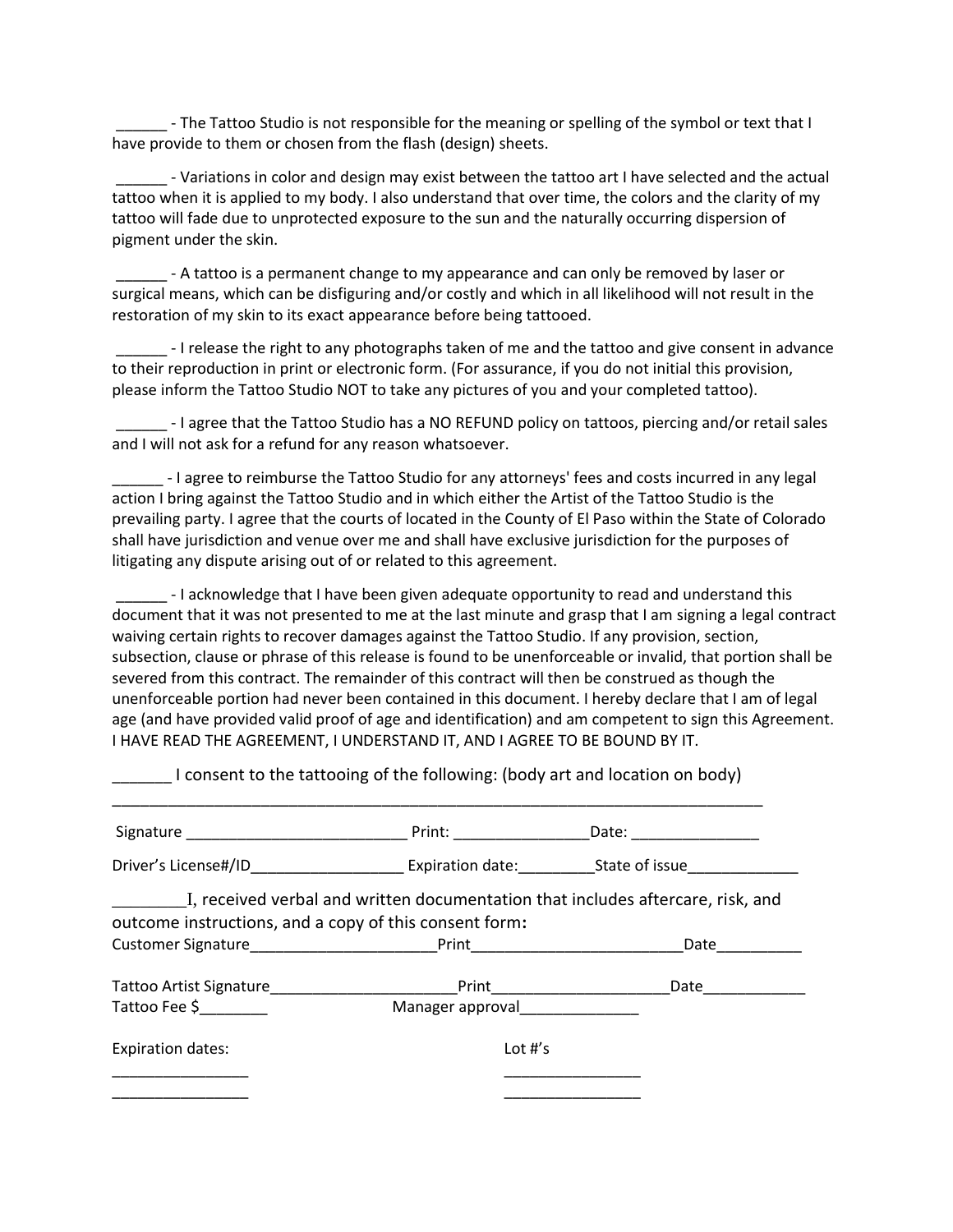______ - The Tattoo Studio is not responsible for the meaning or spelling of the symbol or text that I have provide to them or chosen from the flash (design) sheets.

______ - Variations in color and design may exist between the tattoo art I have selected and the actual tattoo when it is applied to my body. I also understand that over time, the colors and the clarity of my tattoo will fade due to unprotected exposure to the sun and the naturally occurring dispersion of pigment under the skin.

______ - A tattoo is a permanent change to my appearance and can only be removed by laser or surgical means, which can be disfiguring and/or costly and which in all likelihood will not result in the restoration of my skin to its exact appearance before being tattooed.

______ - I release the right to any photographs taken of me and the tattoo and give consent in advance to their reproduction in print or electronic form. (For assurance, if you do not initial this provision, please inform the Tattoo Studio NOT to take any pictures of you and your completed tattoo).

______ - I agree that the Tattoo Studio has a NO REFUND policy on tattoos, piercing and/or retail sales and I will not ask for a refund for any reason whatsoever.

______ - I agree to reimburse the Tattoo Studio for any attorneys' fees and costs incurred in any legal action I bring against the Tattoo Studio and in which either the Artist of the Tattoo Studio is the prevailing party. I agree that the courts of located in the County of El Paso within the State of Colorado shall have jurisdiction and venue over me and shall have exclusive jurisdiction for the purposes of litigating any dispute arising out of or related to this agreement.

______ - I acknowledge that I have been given adequate opportunity to read and understand this document that it was not presented to me at the last minute and grasp that I am signing a legal contract waiving certain rights to recover damages against the Tattoo Studio. If any provision, section, subsection, clause or phrase of this release is found to be unenforceable or invalid, that portion shall be severed from this contract. The remainder of this contract will then be construed as though the unenforceable portion had never been contained in this document. I hereby declare that I am of legal age (and have provided valid proof of age and identification) and am competent to sign this Agreement. I HAVE READ THE AGREEMENT, I UNDERSTAND IT, AND I AGREE TO BE BOUND BY IT.

______ I consent to the tattooing of the following: (body art and location on body)
______________________________________________________________________________

Signature ___________________________ Print: ________________ Date: _______________

Driver's License#/ID__________________ Expiration date:_________ State of issue_____________

________I, received verbal and written documentation that includes aftercare, risk, and outcome instructions, and a copy of this consent form:
Customer Signature______________________ Print_________________________ Date__________

Tattoo Artist Signature_______________________ Print_____________________ Date____________
Tattoo Fee $________ Manager approval______________

Expiration dates: Lot #'s
________________ ________________
________________ ________________